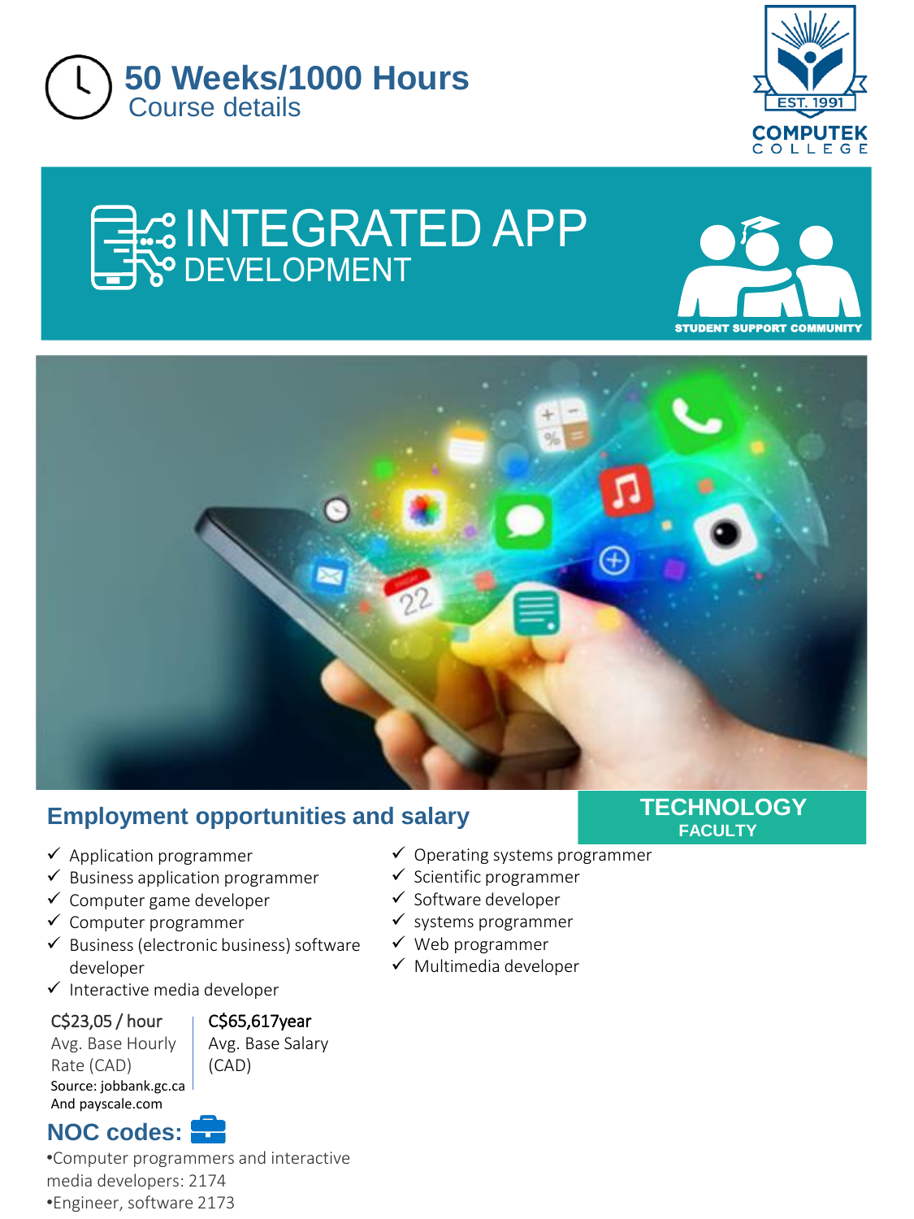# 50 Weeks/1000 Hours

Course details

COMPUTEK COLLEGE

EST. 1991

# INTEGRATED APP DEVELOPMENT

STUDENT SUPPORT COMMUNITY

TECHNOLOGY FACULTY

## Employment opportunities and salary

- ✓ Application programmer
- ✓ Business application programmer
- ✓ Computer game developer
- ✓ Computer programmer
- ✓ Business (electronic business) software developer
- ✓ Interactive media developer
- ✓ Operating systems programmer
- ✓ Scientific programmer
- ✓ Software developer
- ✓ systems programmer
- ✓ Web programmer
- ✓ Multimedia developer

| C$23,05 / hour | C$65,617year |
|---|---|
| Avg. Base Hourly Rate (CAD) | Avg. Base Salary (CAD) |

Source: jobbank.gc.ca
And payscale.com

## NOC codes:

•Computer programmers and interactive media developers: 2174
•Engineer, software 2173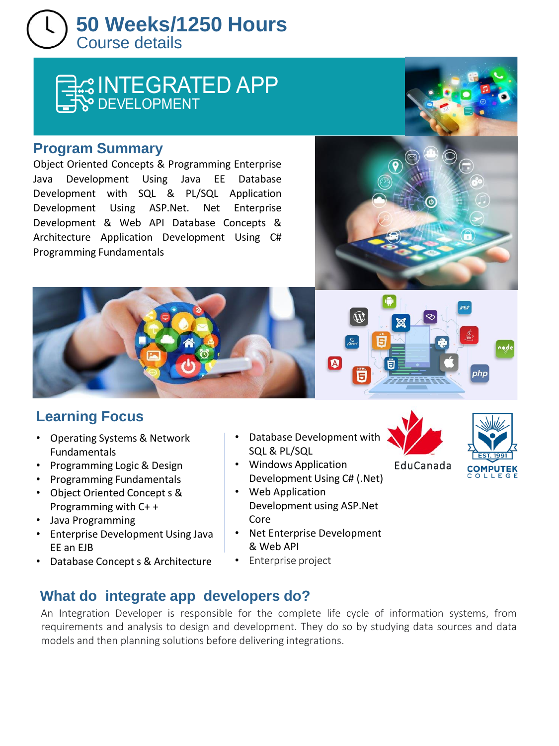# 50 Weeks/1250 Hours

Course details

## INTEGRATED APP DEVELOPMENT

## Program Summary

Object Oriented Concepts & Programming Enterprise Java Development Using Java EE Database Development with SQL & PL/SQL Application Development Using ASP.Net. Net Enterprise Development & Web API Database Concepts & Architecture Application Development Using C# Programming Fundamentals

## Learning Focus

- Operating Systems & Network Fundamentals
- Programming Logic & Design
- Programming Fundamentals
- Object Oriented Concept s & Programming with C+ +
- Java Programming
- Enterprise Development Using Java EE an EJB
- Database Concept s & Architecture
- Database Development with SQL & PL/SQL
- Windows Application Development Using C# (.Net)
- Web Application Development using ASP.Net Core
- Net Enterprise Development & Web API
- Enterprise project

EduCanada

EST. 1991 COMPUTEK COLLEGE

## What do integrate app developers do?

An Integration Developer is responsible for the complete life cycle of information systems, from requirements and analysis to design and development. They do so by studying data sources and data models and then planning solutions before delivering integrations.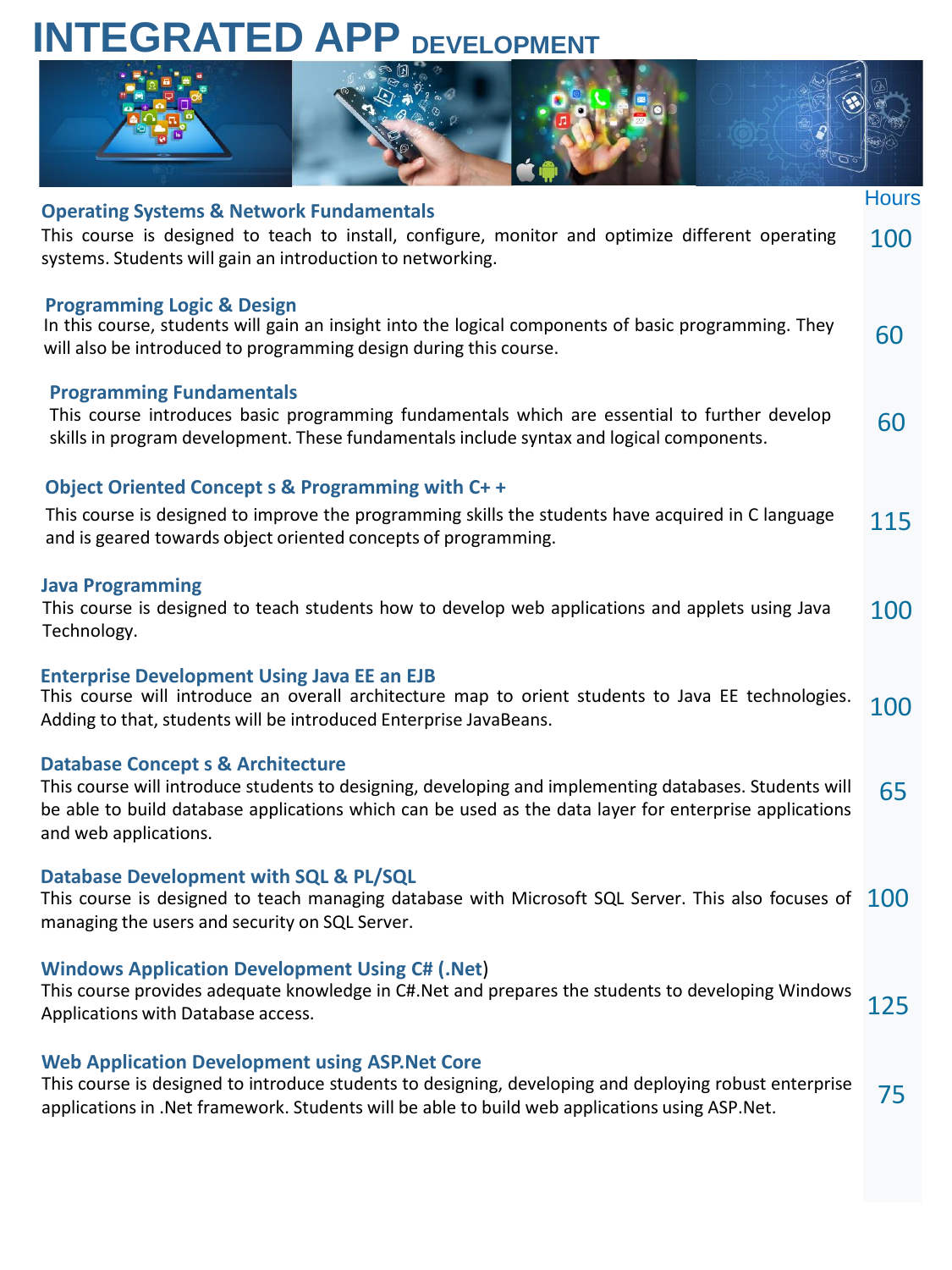# INTEGRATED APP DEVELOPMENT

| Course | Hours |
|---|---|
| **Operating Systems & Network Fundamentals**<br>This course is designed to teach to install, configure, monitor and optimize different operating systems. Students will gain an introduction to networking. | 100 |
| **Programming Logic & Design**<br>In this course, students will gain an insight into the logical components of basic programming. They will also be introduced to programming design during this course. | 60 |
| **Programming Fundamentals**<br>This course introduces basic programming fundamentals which are essential to further develop skills in program development. These fundamentals include syntax and logical components. | 60 |
| **Object Oriented Concept s & Programming with C+ +**<br>This course is designed to improve the programming skills the students have acquired in C language and is geared towards object oriented concepts of programming. | 115 |
| **Java Programming**<br>This course is designed to teach students how to develop web applications and applets using Java Technology. | 100 |
| **Enterprise Development Using Java EE an EJB**<br>This course will introduce an overall architecture map to orient students to Java EE technologies. Adding to that, students will be introduced Enterprise JavaBeans. | 100 |
| **Database Concept s & Architecture**<br>This course will introduce students to designing, developing and implementing databases. Students will be able to build database applications which can be used as the data layer for enterprise applications and web applications. | 65 |
| **Database Development with SQL & PL/SQL**<br>This course is designed to teach managing database with Microsoft SQL Server. This also focuses of managing the users and security on SQL Server. | 100 |
| **Windows Application Development Using C# (.Net)**<br>This course provides adequate knowledge in C#.Net and prepares the students to developing Windows Applications with Database access. | 125 |
| **Web Application Development using ASP.Net Core**<br>This course is designed to introduce students to designing, developing and deploying robust enterprise applications in .Net framework. Students will be able to build web applications using ASP.Net. | 75 |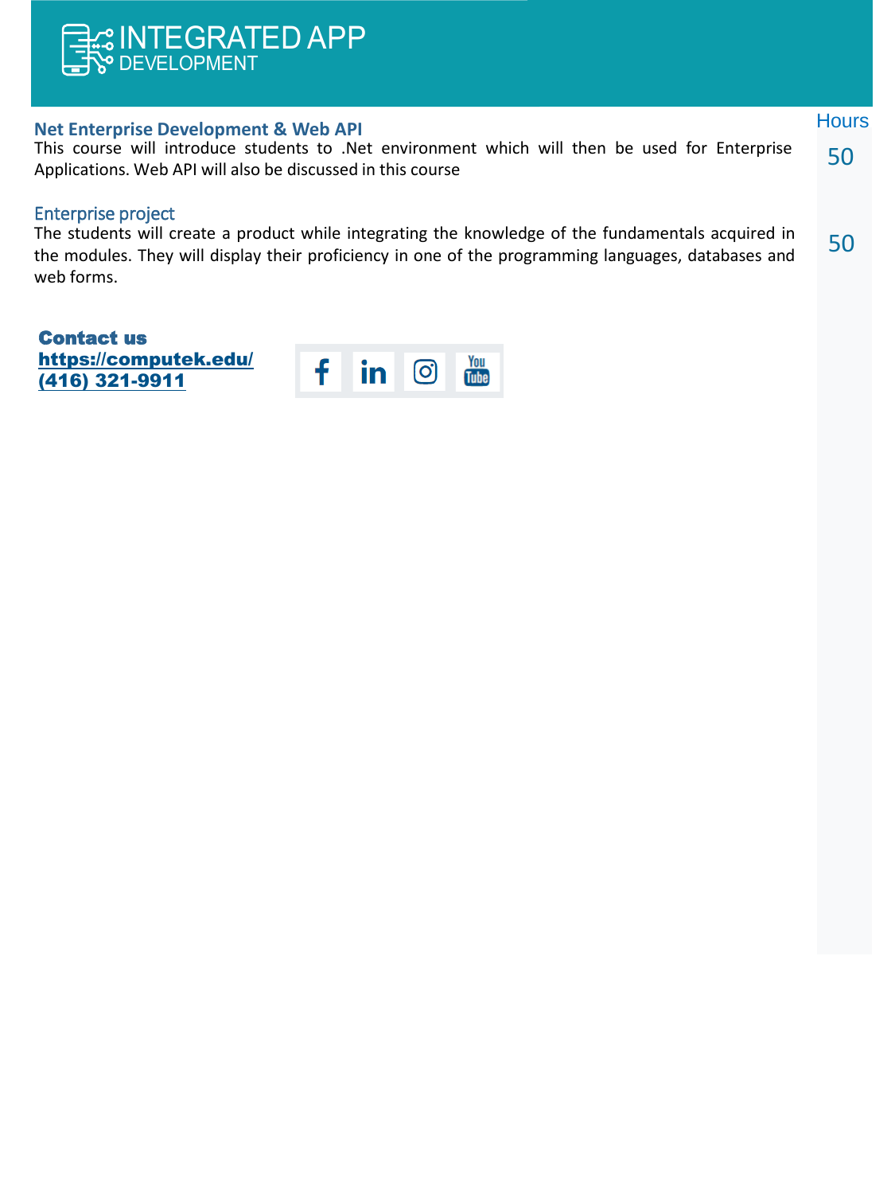# INTEGRATED APP DEVELOPMENT

| | Hours |
|---|---|
| **Net Enterprise Development & Web API**<br>This course will introduce students to .Net environment which will then be used for Enterprise Applications. Web API will also be discussed in this course | 50 |
| Enterprise project<br>The students will create a product while integrating the knowledge of the fundamentals acquired in the modules. They will display their proficiency in one of the programming languages, databases and web forms. | 50 |

**Contact us**
**https://computek.edu/**
**(416) 321-9911**